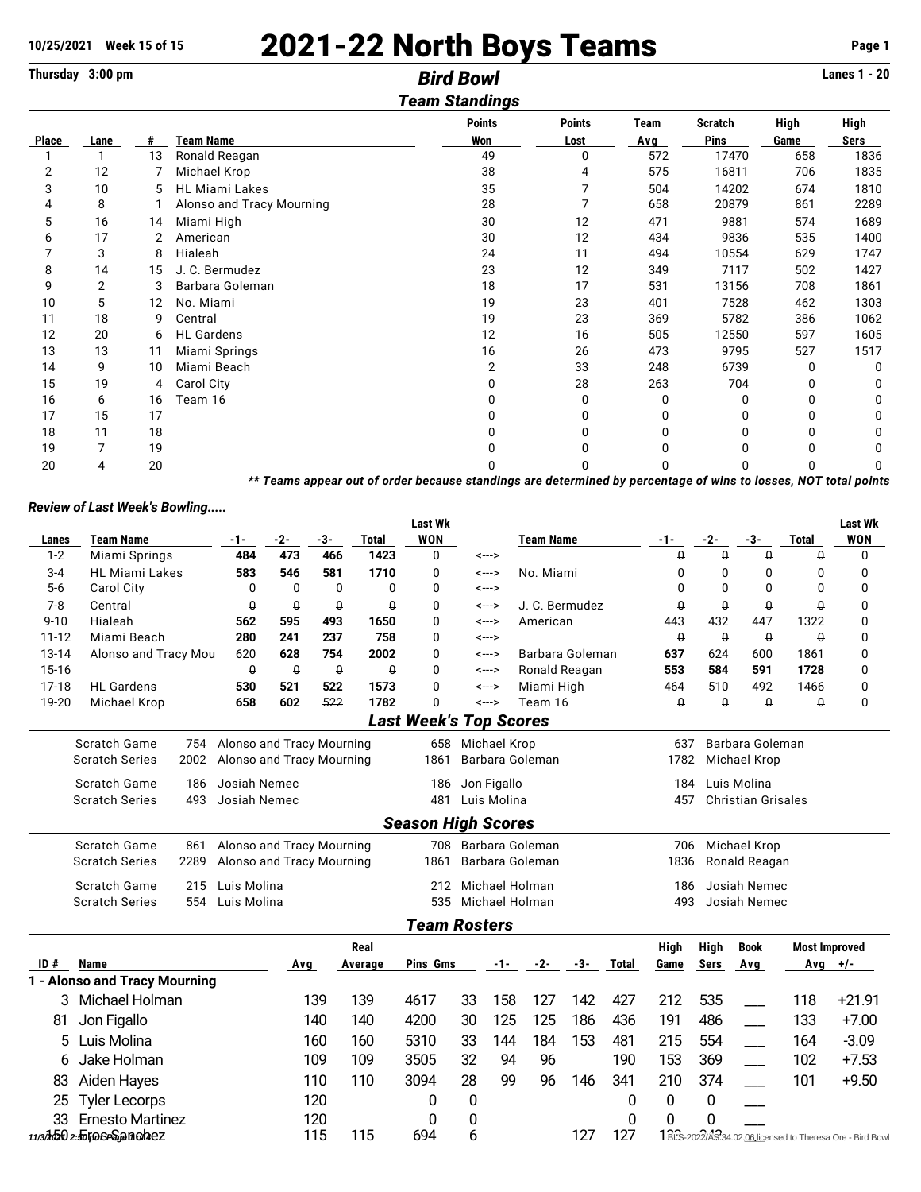# 2021-22 North Boys Teams

10/25/2021 Week 15 of 15

Thursday 3:00 pm

## Bird Bowl

Lanes 1 - 20

### Team Standings

| Place | Lane | # | Team Name | Points Won | Points Lost | Team Avg | Scratch Pins | High Game | High Sers |
|---|---|---|---|---|---|---|---|---|---|
| 1 | 1 | 13 | Ronald Reagan | 49 | 0 | 572 | 17470 | 658 | 1836 |
| 2 | 12 | 7 | Michael Krop | 38 | 4 | 575 | 16811 | 706 | 1835 |
| 3 | 10 | 5 | HL Miami Lakes | 35 | 7 | 504 | 14202 | 674 | 1810 |
| 4 | 8 | 1 | Alonso and Tracy Mourning | 28 | 7 | 658 | 20879 | 861 | 2289 |
| 5 | 16 | 14 | Miami High | 30 | 12 | 471 | 9881 | 574 | 1689 |
| 6 | 17 | 2 | American | 30 | 12 | 434 | 9836 | 535 | 1400 |
| 7 | 3 | 8 | Hialeah | 24 | 11 | 494 | 10554 | 629 | 1747 |
| 8 | 14 | 15 | J. C. Bermudez | 23 | 12 | 349 | 7117 | 502 | 1427 |
| 9 | 2 | 3 | Barbara Goleman | 18 | 17 | 531 | 13156 | 708 | 1861 |
| 10 | 5 | 12 | No. Miami | 19 | 23 | 401 | 7528 | 462 | 1303 |
| 11 | 18 | 9 | Central | 19 | 23 | 369 | 5782 | 386 | 1062 |
| 12 | 20 | 6 | HL Gardens | 12 | 16 | 505 | 12550 | 597 | 1605 |
| 13 | 13 | 11 | Miami Springs | 16 | 26 | 473 | 9795 | 527 | 1517 |
| 14 | 9 | 10 | Miami Beach | 2 | 33 | 248 | 6739 | 0 | 0 |
| 15 | 19 | 4 | Carol City | 0 | 28 | 263 | 704 | 0 | 0 |
| 16 | 6 | 16 | Team 16 | 0 | 0 | 0 | 0 | 0 | 0 |
| 17 | 15 | 17 | | 0 | 0 | 0 | 0 | 0 | 0 |
| 18 | 11 | 18 | | 0 | 0 | 0 | 0 | 0 | 0 |
| 19 | 7 | 19 | | 0 | 0 | 0 | 0 | 0 | 0 |
| 20 | 4 | 20 | | 0 | 0 | 0 | 0 | 0 | 0 |

*** Teams appear out of order because standings are determined by percentage of wins to losses, NOT total points*

*Review of Last Week's Bowling.....*

| Lanes | Team Name | -1- | -2- | -3- | Total | Last Wk WON | | Team Name | -1- | -2- | -3- | Total | Last Wk WON |
|---|---|---|---|---|---|---|---|---|---|---|---|---|---|
| 1-2 | Miami Springs | 484 | 473 | 466 | 1423 | 0 | <---> | | 0 | 0 | 0 | 0 | 0 |
| 3-4 | HL Miami Lakes | 583 | 546 | 581 | 1710 | 0 | <---> | No. Miami | 0 | 0 | 0 | 0 | 0 |
| 5-6 | Carol City | 0 | 0 | 0 | 0 | 0 | <---> | | 0 | 0 | 0 | 0 | 0 |
| 7-8 | Central | 0 | 0 | 0 | 0 | 0 | <---> | J. C. Bermudez | 0 | 0 | 0 | 0 | 0 |
| 9-10 | Hialeah | 562 | 595 | 493 | 1650 | 0 | <---> | American | 443 | 432 | 447 | 1322 | 0 |
| 11-12 | Miami Beach | 280 | 241 | 237 | 758 | 0 | <---> | | 0 | 0 | 0 | 0 | 0 |
| 13-14 | Alonso and Tracy Mou | 620 | 628 | 754 | 2002 | 0 | <---> | Barbara Goleman | 637 | 624 | 600 | 1861 | 0 |
| 15-16 | | 0 | 0 | 0 | 0 | 0 | <---> | Ronald Reagan | 553 | 584 | 591 | 1728 | 0 |
| 17-18 | HL Gardens | 530 | 521 | 522 | 1573 | 0 | <---> | Miami High | 464 | 510 | 492 | 1466 | 0 |
| 19-20 | Michael Krop | 658 | 602 | 522 | 1782 | 0 | <---> | Team 16 | 0 | 0 | 0 | 0 | 0 |

### Last Week's Top Scores

| | | | | | | |
|---|---|---|---|---|---|---|
| Scratch Game | 754 | Alonso and Tracy Mourning | 658 | Michael Krop | 637 | Barbara Goleman |
| Scratch Series | 2002 | Alonso and Tracy Mourning | 1861 | Barbara Goleman | 1782 | Michael Krop |
| Scratch Game | 186 | Josiah Nemec | 186 | Jon Figallo | 184 | Luis Molina |
| Scratch Series | 493 | Josiah Nemec | 481 | Luis Molina | 457 | Christian Grisales |

### Season High Scores

| | | | | | | |
|---|---|---|---|---|---|---|
| Scratch Game | 861 | Alonso and Tracy Mourning | 708 | Barbara Goleman | 706 | Michael Krop |
| Scratch Series | 2289 | Alonso and Tracy Mourning | 1861 | Barbara Goleman | 1836 | Ronald Reagan |
| Scratch Game | 215 | Luis Molina | 212 | Michael Holman | 186 | Josiah Nemec |
| Scratch Series | 554 | Luis Molina | 535 | Michael Holman | 493 | Josiah Nemec |

### Team Rosters

| ID # | Name | Avg | Real Average | Pins | Gms | -1- | -2- | -3- | Total | High Game | High Sers | Book Avg | Most Improved Avg | +/- |
|---|---|---|---|---|---|---|---|---|---|---|---|---|---|---|
| **1 - Alonso and Tracy Mourning** | | | | | | | | | | | | | | |
| 3 | Michael Holman | 139 | 139 | 4617 | 33 | 158 | 127 | 142 | 427 | 212 | 535 | ___ | 118 | +21.91 |
| 81 | Jon Figallo | 140 | 140 | 4200 | 30 | 125 | 125 | 186 | 436 | 191 | 486 | ___ | 133 | +7.00 |
| 5 | Luis Molina | 160 | 160 | 5310 | 33 | 144 | 184 | 153 | 481 | 215 | 554 | ___ | 164 | -3.09 |
| 6 | Jake Holman | 109 | 109 | 3505 | 32 | 94 | 96 | | 190 | 153 | 369 | ___ | 102 | +7.53 |
| 83 | Aiden Hayes | 110 | 110 | 3094 | 28 | 99 | 96 | 146 | 341 | 210 | 374 | ___ | 101 | +9.50 |
| 25 | Tyler Lecorps | 120 | | 0 | 0 | | | | 0 | 0 | 0 | ___ | | |
| 33 | Ernesto Martinez | 120 | | 0 | 0 | | | | 0 | 0 | 0 | ___ | | |
| 150 | Eros Sanchez | 115 | 115 | 694 | 6 | | | 127 | 127 | 1?? | ??? | | | |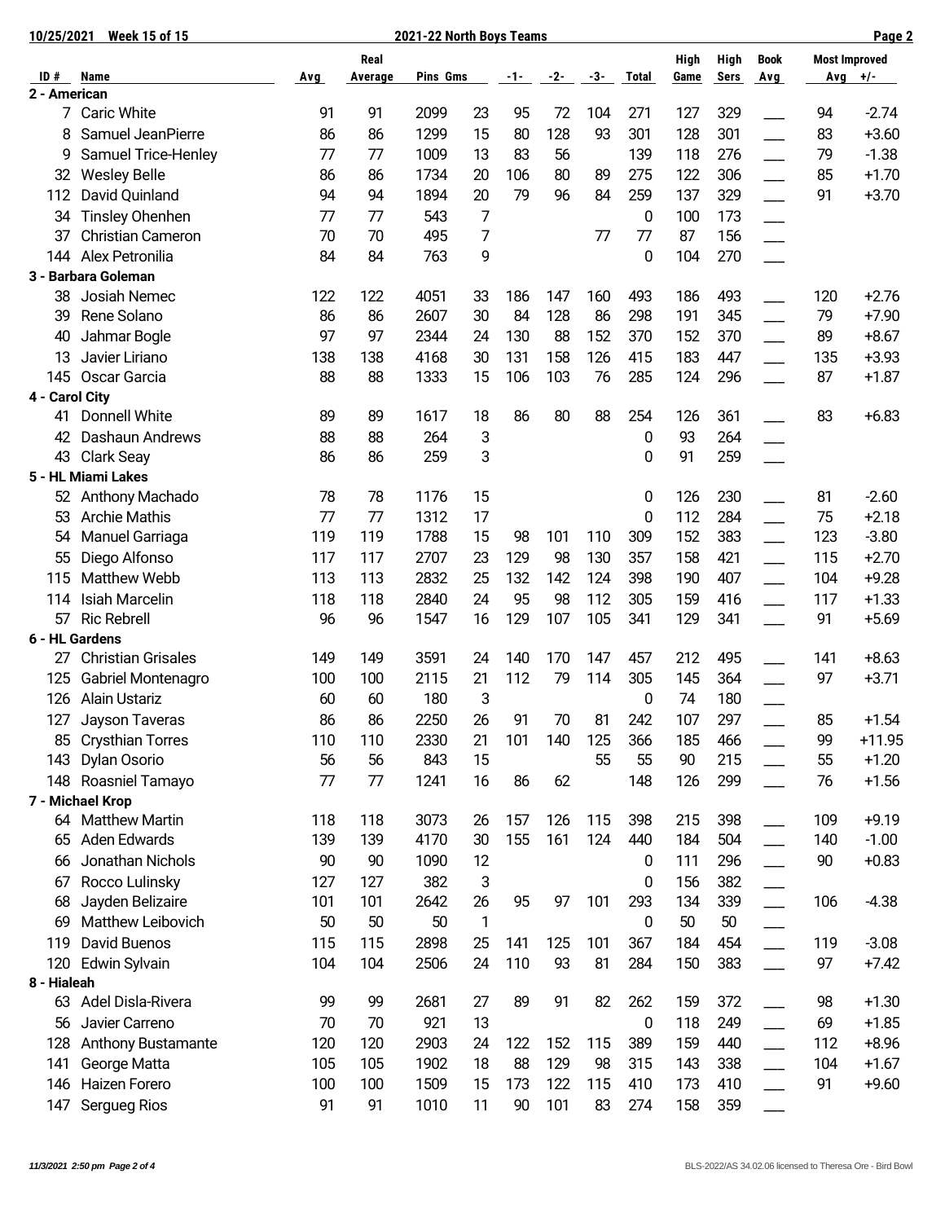# 2021-22 North Boys Teams

10/25/2021 Week 15 of 15

| ID # | Name | Avg | Real Average | Pins | Gms | -1- | -2- | -3- | Total | High Game | High Sers | Book Avg | Most Improved Avg | +/- |
|---|---|---|---|---|---|---|---|---|---|---|---|---|---|---|
| **2 - American** | | | | | | | | | | | | | | |
| 7 | Caric White | 91 | 91 | 2099 | 23 | 95 | 72 | 104 | 271 | 127 | 329 | ___ | 94 | -2.74 |
| 8 | Samuel JeanPierre | 86 | 86 | 1299 | 15 | 80 | 128 | 93 | 301 | 128 | 301 | ___ | 83 | +3.60 |
| 9 | Samuel Trice-Henley | 77 | 77 | 1009 | 13 | 83 | 56 | | 139 | 118 | 276 | ___ | 79 | -1.38 |
| 32 | Wesley Belle | 86 | 86 | 1734 | 20 | 106 | 80 | 89 | 275 | 122 | 306 | ___ | 85 | +1.70 |
| 112 | David Quinland | 94 | 94 | 1894 | 20 | 79 | 96 | 84 | 259 | 137 | 329 | ___ | 91 | +3.70 |
| 34 | Tinsley Ohenhen | 77 | 77 | 543 | 7 | | | | 0 | 100 | 173 | ___ | | |
| 37 | Christian Cameron | 70 | 70 | 495 | 7 | | | 77 | 77 | 87 | 156 | ___ | | |
| 144 | Alex Petronilia | 84 | 84 | 763 | 9 | | | | 0 | 104 | 270 | ___ | | |
| **3 - Barbara Goleman** | | | | | | | | | | | | | | |
| 38 | Josiah Nemec | 122 | 122 | 4051 | 33 | 186 | 147 | 160 | 493 | 186 | 493 | ___ | 120 | +2.76 |
| 39 | Rene Solano | 86 | 86 | 2607 | 30 | 84 | 128 | 86 | 298 | 191 | 345 | ___ | 79 | +7.90 |
| 40 | Jahmar Bogle | 97 | 97 | 2344 | 24 | 130 | 88 | 152 | 370 | 152 | 370 | ___ | 89 | +8.67 |
| 13 | Javier Liriano | 138 | 138 | 4168 | 30 | 131 | 158 | 126 | 415 | 183 | 447 | ___ | 135 | +3.93 |
| 145 | Oscar Garcia | 88 | 88 | 1333 | 15 | 106 | 103 | 76 | 285 | 124 | 296 | ___ | 87 | +1.87 |
| **4 - Carol City** | | | | | | | | | | | | | | |
| 41 | Donnell White | 89 | 89 | 1617 | 18 | 86 | 80 | 88 | 254 | 126 | 361 | ___ | 83 | +6.83 |
| 42 | Dashaun Andrews | 88 | 88 | 264 | 3 | | | | 0 | 93 | 264 | ___ | | |
| 43 | Clark Seay | 86 | 86 | 259 | 3 | | | | 0 | 91 | 259 | ___ | | |
| **5 - HL Miami Lakes** | | | | | | | | | | | | | | |
| 52 | Anthony Machado | 78 | 78 | 1176 | 15 | | | | 0 | 126 | 230 | ___ | 81 | -2.60 |
| 53 | Archie Mathis | 77 | 77 | 1312 | 17 | | | | 0 | 112 | 284 | ___ | 75 | +2.18 |
| 54 | Manuel Garriaga | 119 | 119 | 1788 | 15 | 98 | 101 | 110 | 309 | 152 | 383 | ___ | 123 | -3.80 |
| 55 | Diego Alfonso | 117 | 117 | 2707 | 23 | 129 | 98 | 130 | 357 | 158 | 421 | ___ | 115 | +2.70 |
| 115 | Matthew Webb | 113 | 113 | 2832 | 25 | 132 | 142 | 124 | 398 | 190 | 407 | ___ | 104 | +9.28 |
| 114 | Isiah Marcelin | 118 | 118 | 2840 | 24 | 95 | 98 | 112 | 305 | 159 | 416 | ___ | 117 | +1.33 |
| 57 | Ric Rebrell | 96 | 96 | 1547 | 16 | 129 | 107 | 105 | 341 | 129 | 341 | ___ | 91 | +5.69 |
| **6 - HL Gardens** | | | | | | | | | | | | | | |
| 27 | Christian Grisales | 149 | 149 | 3591 | 24 | 140 | 170 | 147 | 457 | 212 | 495 | ___ | 141 | +8.63 |
| 125 | Gabriel Montenagro | 100 | 100 | 2115 | 21 | 112 | 79 | 114 | 305 | 145 | 364 | ___ | 97 | +3.71 |
| 126 | Alain Ustariz | 60 | 60 | 180 | 3 | | | | 0 | 74 | 180 | ___ | | |
| 127 | Jayson Taveras | 86 | 86 | 2250 | 26 | 91 | 70 | 81 | 242 | 107 | 297 | ___ | 85 | +1.54 |
| 85 | Crysthian Torres | 110 | 110 | 2330 | 21 | 101 | 140 | 125 | 366 | 185 | 466 | ___ | 99 | +11.95 |
| 143 | Dylan Osorio | 56 | 56 | 843 | 15 | | | 55 | 55 | 90 | 215 | ___ | 55 | +1.20 |
| 148 | Roasniel Tamayo | 77 | 77 | 1241 | 16 | 86 | 62 | | 148 | 126 | 299 | ___ | 76 | +1.56 |
| **7 - Michael Krop** | | | | | | | | | | | | | | |
| 64 | Matthew Martin | 118 | 118 | 3073 | 26 | 157 | 126 | 115 | 398 | 215 | 398 | ___ | 109 | +9.19 |
| 65 | Aden Edwards | 139 | 139 | 4170 | 30 | 155 | 161 | 124 | 440 | 184 | 504 | ___ | 140 | -1.00 |
| 66 | Jonathan Nichols | 90 | 90 | 1090 | 12 | | | | 0 | 111 | 296 | ___ | 90 | +0.83 |
| 67 | Rocco Lulinsky | 127 | 127 | 382 | 3 | | | | 0 | 156 | 382 | ___ | | |
| 68 | Jayden Belizaire | 101 | 101 | 2642 | 26 | 95 | 97 | 101 | 293 | 134 | 339 | ___ | 106 | -4.38 |
| 69 | Matthew Leibovich | 50 | 50 | 50 | 1 | | | | 0 | 50 | 50 | ___ | | |
| 119 | David Buenos | 115 | 115 | 2898 | 25 | 141 | 125 | 101 | 367 | 184 | 454 | ___ | 119 | -3.08 |
| 120 | Edwin Sylvain | 104 | 104 | 2506 | 24 | 110 | 93 | 81 | 284 | 150 | 383 | ___ | 97 | +7.42 |
| **8 - Hialeah** | | | | | | | | | | | | | | |
| 63 | Adel Disla-Rivera | 99 | 99 | 2681 | 27 | 89 | 91 | 82 | 262 | 159 | 372 | ___ | 98 | +1.30 |
| 56 | Javier Carreno | 70 | 70 | 921 | 13 | | | | 0 | 118 | 249 | ___ | 69 | +1.85 |
| 128 | Anthony Bustamante | 120 | 120 | 2903 | 24 | 122 | 152 | 115 | 389 | 159 | 440 | ___ | 112 | +8.96 |
| 141 | George Matta | 105 | 105 | 1902 | 18 | 88 | 129 | 98 | 315 | 143 | 338 | ___ | 104 | +1.67 |
| 146 | Haizen Forero | 100 | 100 | 1509 | 15 | 173 | 122 | 115 | 410 | 173 | 410 | ___ | 91 | +9.60 |
| 147 | Sergueg Rios | 91 | 91 | 1010 | 11 | 90 | 101 | 83 | 274 | 158 | 359 | ___ | | |

*11/3/2021 2:50 pm Page 2 of 4*

BLS-2022/AS 34.02.06 licensed to Theresa Ore - Bird Bowl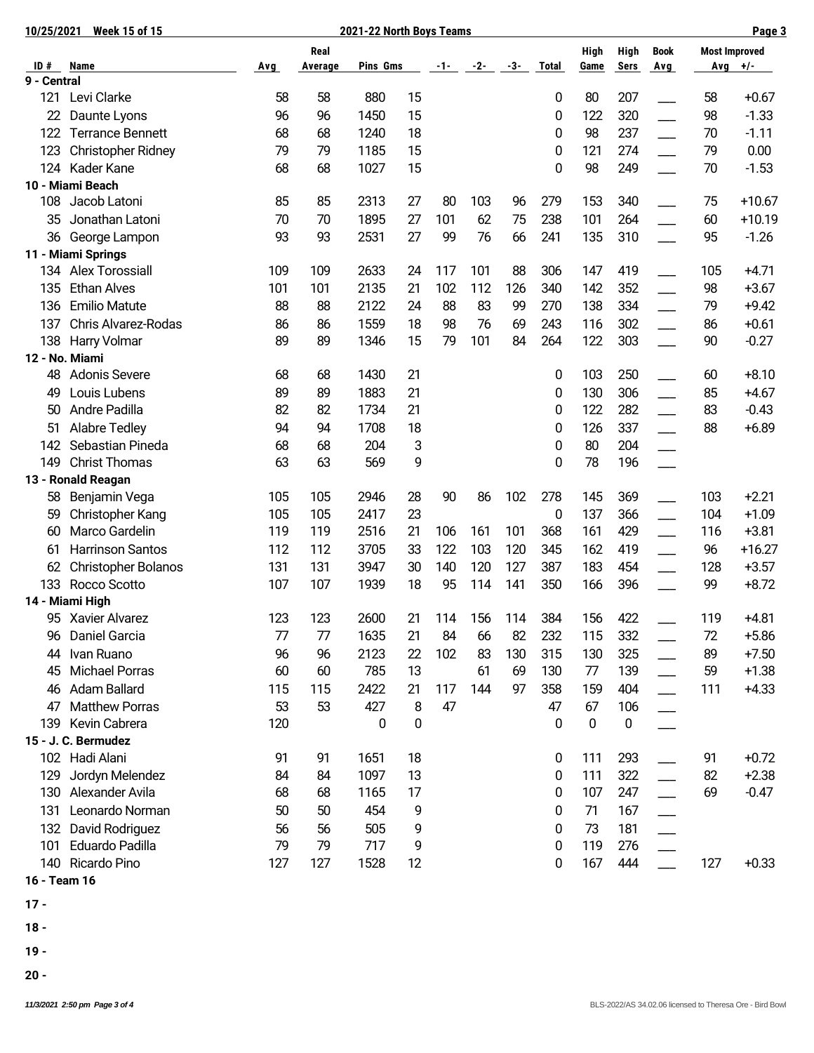| ID # | Name | Avg | Real Average | Pins | Gms | -1- | -2- | -3- | Total | High Game | High Sers | Book Avg | Most Improved Avg | +/- |
|---|---|---|---|---|---|---|---|---|---|---|---|---|---|---|
| **9 - Central** | | | | | | | | | | | | | | |
| 121 | Levi Clarke | 58 | 58 | 880 | 15 | | | | 0 | 80 | 207 | ___ | 58 | +0.67 |
| 22 | Daunte Lyons | 96 | 96 | 1450 | 15 | | | | 0 | 122 | 320 | ___ | 98 | -1.33 |
| 122 | Terrance Bennett | 68 | 68 | 1240 | 18 | | | | 0 | 98 | 237 | ___ | 70 | -1.11 |
| 123 | Christopher Ridney | 79 | 79 | 1185 | 15 | | | | 0 | 121 | 274 | ___ | 79 | 0.00 |
| 124 | Kader Kane | 68 | 68 | 1027 | 15 | | | | 0 | 98 | 249 | ___ | 70 | -1.53 |
| **10 - Miami Beach** | | | | | | | | | | | | | | |
| 108 | Jacob Latoni | 85 | 85 | 2313 | 27 | 80 | 103 | 96 | 279 | 153 | 340 | ___ | 75 | +10.67 |
| 35 | Jonathan Latoni | 70 | 70 | 1895 | 27 | 101 | 62 | 75 | 238 | 101 | 264 | ___ | 60 | +10.19 |
| 36 | George Lampon | 93 | 93 | 2531 | 27 | 99 | 76 | 66 | 241 | 135 | 310 | ___ | 95 | -1.26 |
| **11 - Miami Springs** | | | | | | | | | | | | | | |
| 134 | Alex Torossiall | 109 | 109 | 2633 | 24 | 117 | 101 | 88 | 306 | 147 | 419 | ___ | 105 | +4.71 |
| 135 | Ethan Alves | 101 | 101 | 2135 | 21 | 102 | 112 | 126 | 340 | 142 | 352 | ___ | 98 | +3.67 |
| 136 | Emilio Matute | 88 | 88 | 2122 | 24 | 88 | 83 | 99 | 270 | 138 | 334 | ___ | 79 | +9.42 |
| 137 | Chris Alvarez-Rodas | 86 | 86 | 1559 | 18 | 98 | 76 | 69 | 243 | 116 | 302 | ___ | 86 | +0.61 |
| 138 | Harry Volmar | 89 | 89 | 1346 | 15 | 79 | 101 | 84 | 264 | 122 | 303 | ___ | 90 | -0.27 |
| **12 - No. Miami** | | | | | | | | | | | | | | |
| 48 | Adonis Severe | 68 | 68 | 1430 | 21 | | | | 0 | 103 | 250 | ___ | 60 | +8.10 |
| 49 | Louis Lubens | 89 | 89 | 1883 | 21 | | | | 0 | 130 | 306 | ___ | 85 | +4.67 |
| 50 | Andre Padilla | 82 | 82 | 1734 | 21 | | | | 0 | 122 | 282 | ___ | 83 | -0.43 |
| 51 | Alabre Tedley | 94 | 94 | 1708 | 18 | | | | 0 | 126 | 337 | ___ | 88 | +6.89 |
| 142 | Sebastian Pineda | 68 | 68 | 204 | 3 | | | | 0 | 80 | 204 | ___ | | |
| 149 | Christ Thomas | 63 | 63 | 569 | 9 | | | | 0 | 78 | 196 | ___ | | |
| **13 - Ronald Reagan** | | | | | | | | | | | | | | |
| 58 | Benjamin Vega | 105 | 105 | 2946 | 28 | 90 | 86 | 102 | 278 | 145 | 369 | ___ | 103 | +2.21 |
| 59 | Christopher Kang | 105 | 105 | 2417 | 23 | | | | 0 | 137 | 366 | ___ | 104 | +1.09 |
| 60 | Marco Gardelin | 119 | 119 | 2516 | 21 | 106 | 161 | 101 | 368 | 161 | 429 | ___ | 116 | +3.81 |
| 61 | Harrinson Santos | 112 | 112 | 3705 | 33 | 122 | 103 | 120 | 345 | 162 | 419 | ___ | 96 | +16.27 |
| 62 | Christopher Bolanos | 131 | 131 | 3947 | 30 | 140 | 120 | 127 | 387 | 183 | 454 | ___ | 128 | +3.57 |
| 133 | Rocco Scotto | 107 | 107 | 1939 | 18 | 95 | 114 | 141 | 350 | 166 | 396 | ___ | 99 | +8.72 |
| **14 - Miami High** | | | | | | | | | | | | | | |
| 95 | Xavier Alvarez | 123 | 123 | 2600 | 21 | 114 | 156 | 114 | 384 | 156 | 422 | ___ | 119 | +4.81 |
| 96 | Daniel Garcia | 77 | 77 | 1635 | 21 | 84 | 66 | 82 | 232 | 115 | 332 | ___ | 72 | +5.86 |
| 44 | Ivan Ruano | 96 | 96 | 2123 | 22 | 102 | 83 | 130 | 315 | 130 | 325 | ___ | 89 | +7.50 |
| 45 | Michael Porras | 60 | 60 | 785 | 13 | | 61 | 69 | 130 | 77 | 139 | ___ | 59 | +1.38 |
| 46 | Adam Ballard | 115 | 115 | 2422 | 21 | 117 | 144 | 97 | 358 | 159 | 404 | ___ | 111 | +4.33 |
| 47 | Matthew Porras | 53 | 53 | 427 | 8 | 47 | | | 47 | 67 | 106 | ___ | | |
| 139 | Kevin Cabrera | 120 | | 0 | 0 | | | | 0 | 0 | 0 | ___ | | |
| **15 - J. C. Bermudez** | | | | | | | | | | | | | | |
| 102 | Hadi Alani | 91 | 91 | 1651 | 18 | | | | 0 | 111 | 293 | ___ | 91 | +0.72 |
| 129 | Jordyn Melendez | 84 | 84 | 1097 | 13 | | | | 0 | 111 | 322 | ___ | 82 | +2.38 |
| 130 | Alexander Avila | 68 | 68 | 1165 | 17 | | | | 0 | 107 | 247 | ___ | 69 | -0.47 |
| 131 | Leonardo Norman | 50 | 50 | 454 | 9 | | | | 0 | 71 | 167 | ___ | | |
| 132 | David Rodriguez | 56 | 56 | 505 | 9 | | | | 0 | 73 | 181 | ___ | | |
| 101 | Eduardo Padilla | 79 | 79 | 717 | 9 | | | | 0 | 119 | 276 | ___ | | |
| 140 | Ricardo Pino | 127 | 127 | 1528 | 12 | | | | 0 | 167 | 444 | ___ | 127 | +0.33 |
| **16 - Team 16** | | | | | | | | | | | | | | |
| **17 -** | | | | | | | | | | | | | | |
| **18 -** | | | | | | | | | | | | | | |
| **19 -** | | | | | | | | | | | | | | |
| **20 -** | | | | | | | | | | | | | | |

*11/3/2021 2:50 pm Page 3 of 4*

BLS-2022/AS 34.02.06 licensed to Theresa Ore - Bird Bowl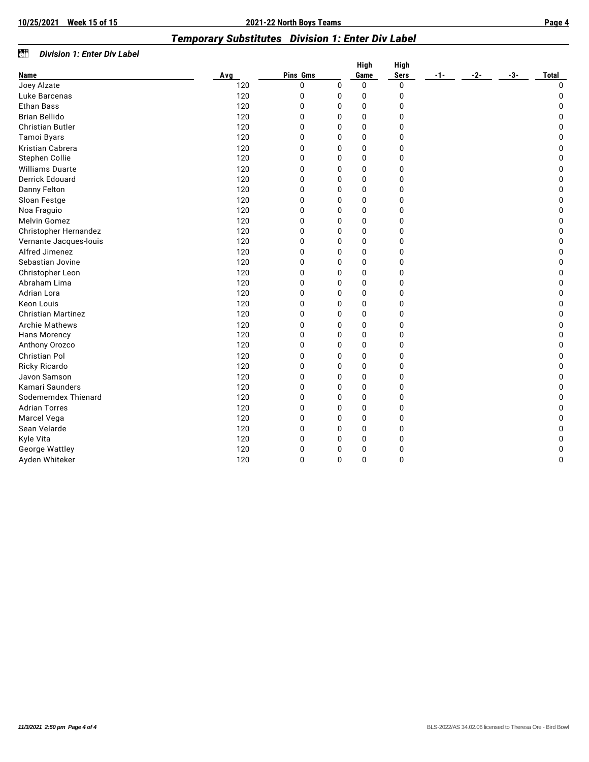## Temporary Substitutes   Division 1: Enter Div Label

### *Division 1: Enter Div Label*

| Name | Avg | Pins | Gms | High Game | High Sers | -1- | -2- | -3- | Total |
|---|---|---|---|---|---|---|---|---|---|
| Joey Alzate | 120 | 0 | 0 | 0 | 0 | | | | 0 |
| Luke Barcenas | 120 | 0 | 0 | 0 | 0 | | | | 0 |
| Ethan Bass | 120 | 0 | 0 | 0 | 0 | | | | 0 |
| Brian Bellido | 120 | 0 | 0 | 0 | 0 | | | | 0 |
| Christian Butler | 120 | 0 | 0 | 0 | 0 | | | | 0 |
| Tamoi Byars | 120 | 0 | 0 | 0 | 0 | | | | 0 |
| Kristian Cabrera | 120 | 0 | 0 | 0 | 0 | | | | 0 |
| Stephen Collie | 120 | 0 | 0 | 0 | 0 | | | | 0 |
| Williams Duarte | 120 | 0 | 0 | 0 | 0 | | | | 0 |
| Derrick Edouard | 120 | 0 | 0 | 0 | 0 | | | | 0 |
| Danny Felton | 120 | 0 | 0 | 0 | 0 | | | | 0 |
| Sloan Festge | 120 | 0 | 0 | 0 | 0 | | | | 0 |
| Noa Fraguio | 120 | 0 | 0 | 0 | 0 | | | | 0 |
| Melvin Gomez | 120 | 0 | 0 | 0 | 0 | | | | 0 |
| Christopher Hernandez | 120 | 0 | 0 | 0 | 0 | | | | 0 |
| Vernante Jacques-louis | 120 | 0 | 0 | 0 | 0 | | | | 0 |
| Alfred Jimenez | 120 | 0 | 0 | 0 | 0 | | | | 0 |
| Sebastian Jovine | 120 | 0 | 0 | 0 | 0 | | | | 0 |
| Christopher Leon | 120 | 0 | 0 | 0 | 0 | | | | 0 |
| Abraham Lima | 120 | 0 | 0 | 0 | 0 | | | | 0 |
| Adrian Lora | 120 | 0 | 0 | 0 | 0 | | | | 0 |
| Keon Louis | 120 | 0 | 0 | 0 | 0 | | | | 0 |
| Christian Martinez | 120 | 0 | 0 | 0 | 0 | | | | 0 |
| Archie Mathews | 120 | 0 | 0 | 0 | 0 | | | | 0 |
| Hans Morency | 120 | 0 | 0 | 0 | 0 | | | | 0 |
| Anthony Orozco | 120 | 0 | 0 | 0 | 0 | | | | 0 |
| Christian Pol | 120 | 0 | 0 | 0 | 0 | | | | 0 |
| Ricky Ricardo | 120 | 0 | 0 | 0 | 0 | | | | 0 |
| Javon Samson | 120 | 0 | 0 | 0 | 0 | | | | 0 |
| Kamari Saunders | 120 | 0 | 0 | 0 | 0 | | | | 0 |
| Sodememdex Thienard | 120 | 0 | 0 | 0 | 0 | | | | 0 |
| Adrian Torres | 120 | 0 | 0 | 0 | 0 | | | | 0 |
| Marcel Vega | 120 | 0 | 0 | 0 | 0 | | | | 0 |
| Sean Velarde | 120 | 0 | 0 | 0 | 0 | | | | 0 |
| Kyle Vita | 120 | 0 | 0 | 0 | 0 | | | | 0 |
| George Wattley | 120 | 0 | 0 | 0 | 0 | | | | 0 |
| Ayden Whiteker | 120 | 0 | 0 | 0 | 0 | | | | 0 |